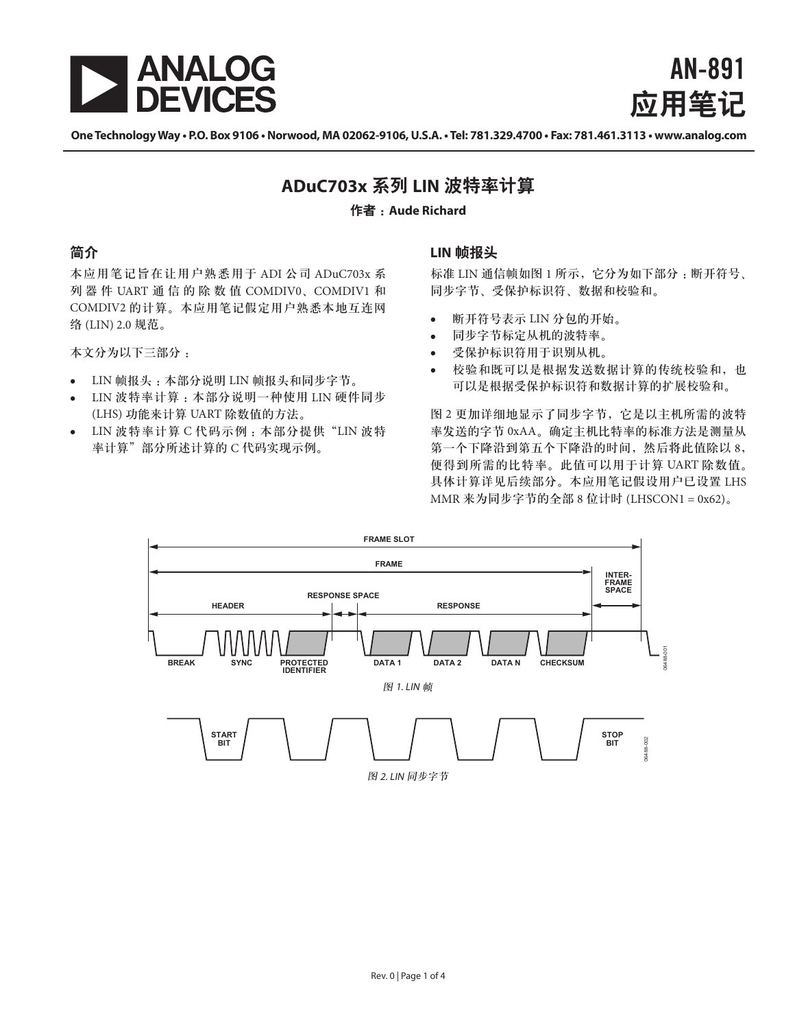AN-891
应用笔记

One Technology Way • P.O. Box 9106 • Norwood, MA 02062-9106, U.S.A. • Tel: 781.329.4700 • Fax: 781.461.3113 • www.analog.com

# ADuC703x 系列 LIN 波特率计算

**作者：Aude Richard**

## 简介

本应用笔记旨在让用户熟悉用于 ADI 公司 ADuC703x 系列器件 UART 通信的除数值 COMDIV0、COMDIV1 和 COMDIV2 的计算。本应用笔记假定用户熟悉本地互连网络 (LIN) 2.0 规范。

本文分为以下三部分：

- LIN 帧报头：本部分说明 LIN 帧报头和同步字节。
- LIN 波特率计算：本部分说明一种使用 LIN 硬件同步 (LHS) 功能来计算 UART 除数值的方法。
- LIN 波特率计算 C 代码示例：本部分提供“LIN 波特率计算”部分所述计算的 C 代码实现示例。

## LIN 帧报头

标准 LIN 通信帧如图 1 所示，它分为如下部分：断开符号、同步字节、受保护标识符、数据和校验和。

- 断开符号表示 LIN 分包的开始。
- 同步字节标定从机的波特率。
- 受保护标识符用于识别从机。
- 校验和既可以是根据发送数据计算的传统校验和，也可以是根据受保护标识符和数据计算的扩展校验和。

图 2 更加详细地显示了同步字节，它是以主机所需的波特率发送的字节 0xAA。确定主机比特率的标准方法是测量从第一个下降沿到第五个下降沿的时间，然后将此值除以 8，便得到所需的比特率。此值可以用于计算 UART 除数值。具体计算详见后续部分。本应用笔记假设用户已设置 LHS MMR 来为同步字节的全部 8 位计时 (LHSCON1 = 0x62)。

FRAME SLOT, FRAME, INTER-FRAME SPACE, HEADER, RESPONSE SPACE, RESPONSE, BREAK, SYNC, PROTECTED IDENTIFIER, DATA 1, DATA 2, DATA N, CHECKSUM

*图 1. LIN 帧*

START BIT, STOP BIT

*图 2. LIN 同步字节*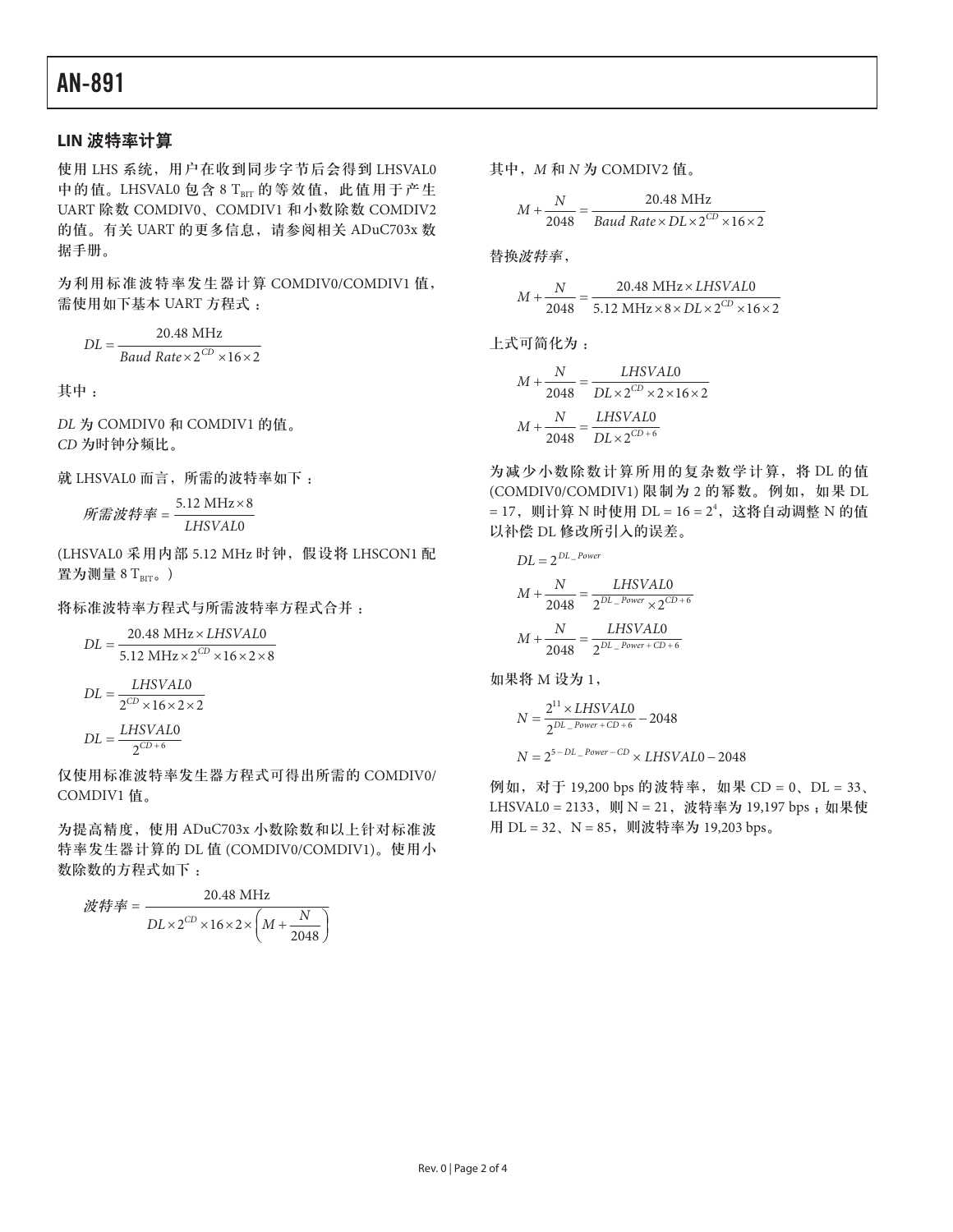### LIN 波特率计算

使用 LHS 系统，用户在收到同步字节后会得到 LHSVAL0 中的值。LHSVAL0 包含 8 $T_{BIT}$ 的等效值，此值用于产生 UART 除数 COMDIV0、COMDIV1 和小数除数 COMDIV2 的值。有关 UART 的更多信息，请参阅相关 ADuC703x 数据手册。

为利用标准波特率发生器计算 COMDIV0/COMDIV1 值，需使用如下基本 UART 方程式：

$$DL = \frac{20.48\ \text{MHz}}{Baud\ Rate \times 2^{CD} \times 16 \times 2}$$

其中：

*DL* 为 COMDIV0 和 COMDIV1 的值。
*CD* 为时钟分频比。

就 LHSVAL0 而言，所需的波特率如下：

$$所需波特率 = \frac{5.12\ \text{MHz} \times 8}{LHSVAL0}$$

(LHSVAL0 采用内部 5.12 MHz 时钟，假设将 LHSCON1 配置为测量 8 $T_{BIT}$。)

将标准波特率方程式与所需波特率方程式合并：

$$DL = \frac{20.48\ \text{MHz} \times LHSVAL0}{5.12\ \text{MHz} \times 2^{CD} \times 16 \times 2 \times 8}$$

$$DL = \frac{LHSVAL0}{2^{CD} \times 16 \times 2 \times 2}$$

$$DL = \frac{LHSVAL0}{2^{CD+6}}$$

仅使用标准波特率发生器方程式可得出所需的 COMDIV0/COMDIV1 值。

为提高精度，使用 ADuC703x 小数除数和以上针对标准波特率发生器计算的 DL 值 (COMDIV0/COMDIV1)。使用小数除数的方程式如下：

$$波特率 = \frac{20.48\ \text{MHz}}{DL \times 2^{CD} \times 16 \times 2 \times \left(M + \frac{N}{2048}\right)}$$

其中，*M* 和 *N* 为 COMDIV2 值。

$$M + \frac{N}{2048} = \frac{20.48\ \text{MHz}}{Baud\ Rate \times DL \times 2^{CD} \times 16 \times 2}$$

替换*波特率*，

$$M + \frac{N}{2048} = \frac{20.48\ \text{MHz} \times LHSVAL0}{5.12\ \text{MHz} \times 8 \times DL \times 2^{CD} \times 16 \times 2}$$

上式可简化为：

$$M + \frac{N}{2048} = \frac{LHSVAL0}{DL \times 2^{CD} \times 2 \times 16 \times 2}$$

$$M + \frac{N}{2048} = \frac{LHSVAL0}{DL \times 2^{CD+6}}$$

为减少小数除数计算所用的复杂数学计算，将 DL 的值 (COMDIV0/COMDIV1) 限制为 2 的幂数。例如，如果 DL = 17，则计算 N 时使用 DL = 16 = $2^4$，这将自动调整 N 的值以补偿 DL 修改所引入的误差。

$$DL = 2^{DL\_Power}$$

$$M + \frac{N}{2048} = \frac{LHSVAL0}{2^{DL\_Power} \times 2^{CD+6}}$$

$$M + \frac{N}{2048} = \frac{LHSVAL0}{2^{DL\_Power + CD + 6}}$$

如果将 M 设为 1，

$$N = \frac{2^{11} \times LHSVAL0}{2^{DL\_Power + CD + 6}} - 2048$$

$$N = 2^{5 - DL\_Power - CD} \times LHSVAL0 - 2048$$

例如，对于 19,200 bps 的波特率，如果 CD = 0、DL = 33、LHSVAL0 = 2133，则 N = 21，波特率为 19,197 bps；如果使用 DL = 32、N = 85，则波特率为 19,203 bps。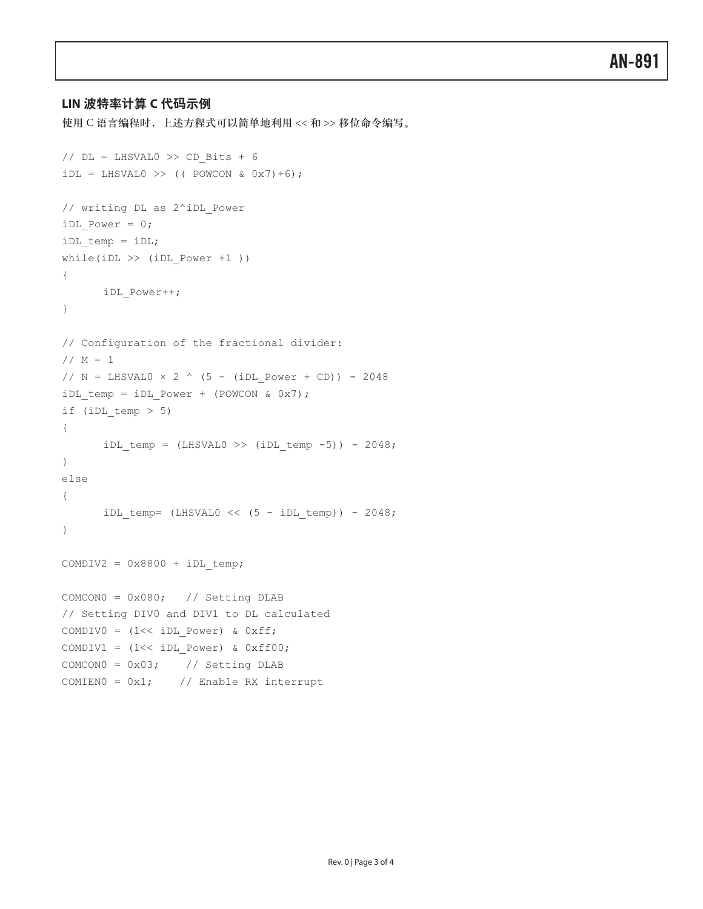### LIN 波特率计算 C 代码示例

使用 C 语言编程时，上述方程式可以简单地利用 << 和 >> 移位命令编写。

```
// DL = LHSVAL0 >> CD_Bits + 6
iDL = LHSVAL0 >> (( POWCON & 0x7)+6);

// writing DL as 2^iDL_Power
iDL_Power = 0;
iDL_temp = iDL;
while(iDL >> (iDL_Power +1 ))
{
      iDL_Power++;
}

// Configuration of the fractional divider:
// M = 1
// N = LHSVAL0 × 2 ^ (5 – (iDL_Power + CD)) - 2048
iDL_temp = iDL_Power + (POWCON & 0x7);
if (iDL_temp > 5)
{
      iDL_temp = (LHSVAL0 >> (iDL_temp -5)) - 2048;
}
else
{
      iDL_temp= (LHSVAL0 << (5 - iDL_temp)) - 2048;
}

COMDIV2 = 0x8800 + iDL_temp;

COMCON0 = 0x080;   // Setting DLAB
// Setting DIV0 and DIV1 to DL calculated
COMDIV0 = (1<< iDL_Power) & 0xff;
COMDIV1 = (1<< iDL_Power) & 0xff00;
COMCON0 = 0x03;    // Setting DLAB
COMIEN0 = 0x1;    // Enable RX interrupt
```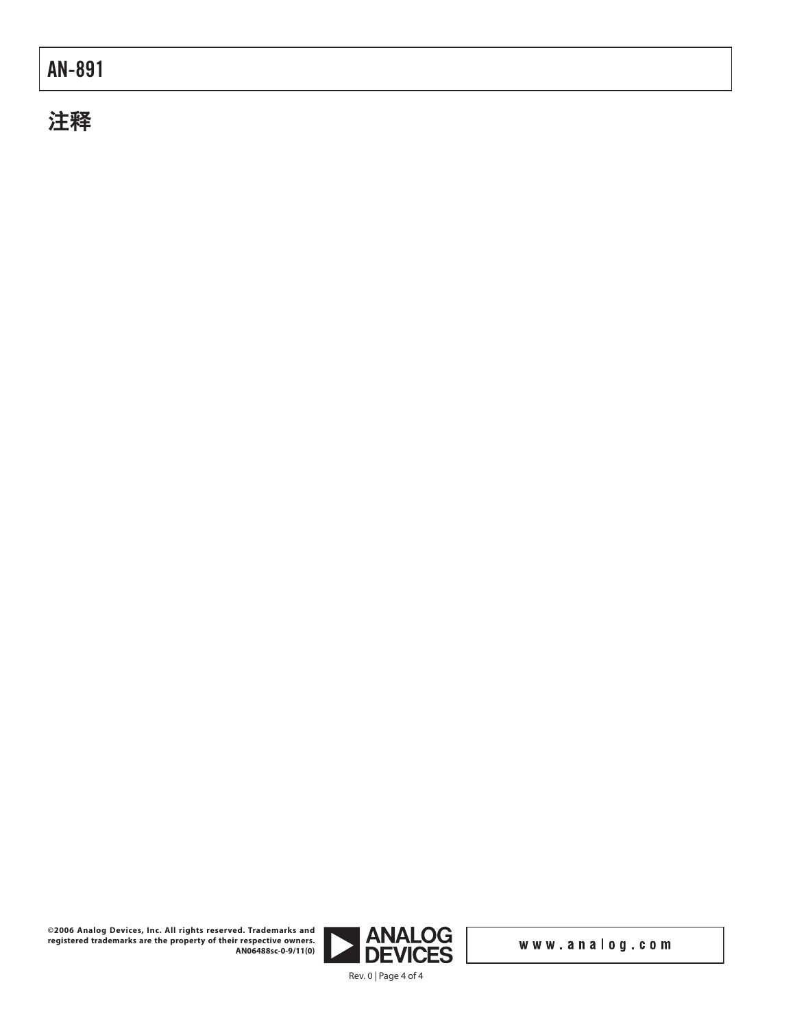## 注释

©2006 Analog Devices, Inc. All rights reserved. Trademarks and registered trademarks are the property of their respective owners.
AN06488sc-0-9/11(0)

www.analog.com